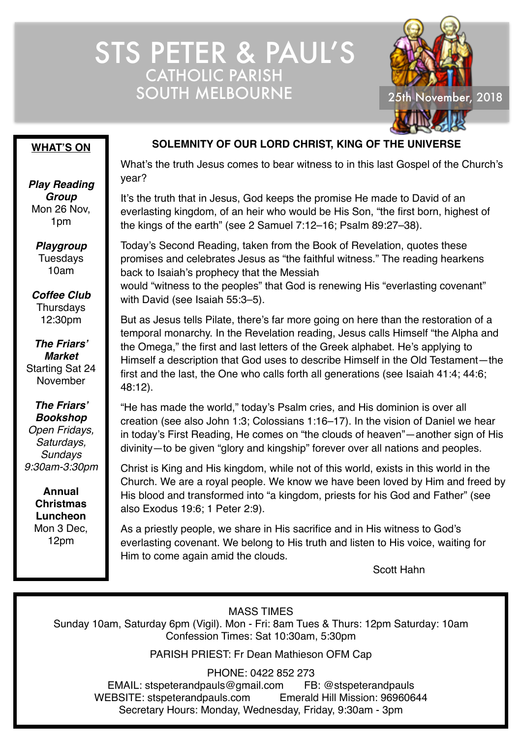# STS PETER & PAUL'S
## CATHOLIC PARISH SOUTH MELBOURNE

25th November, 2018

**WHAT'S ON**

***Play Reading Group***
Mon 26 Nov, 1pm

***Playgroup***
Tuesdays 10am

***Coffee Club***
Thursdays 12:30pm

***The Friars' Market***
Starting Sat 24 November

***The Friars' Bookshop***
*Open Fridays, Saturdays, Sundays 9:30am-3:30pm*

**Annual Christmas Luncheon**
Mon 3 Dec, 12pm

## SOLEMNITY OF OUR LORD CHRIST, KING OF THE UNIVERSE

What's the truth Jesus comes to bear witness to in this last Gospel of the Church's year?

It's the truth that in Jesus, God keeps the promise He made to David of an everlasting kingdom, of an heir who would be His Son, "the first born, highest of the kings of the earth" (see 2 Samuel 7:12–16; Psalm 89:27–38).

Today's Second Reading, taken from the Book of Revelation, quotes these promises and celebrates Jesus as "the faithful witness." The reading hearkens back to Isaiah's prophecy that the Messiah would "witness to the peoples" that God is renewing His "everlasting covenant" with David (see Isaiah 55:3–5).

But as Jesus tells Pilate, there's far more going on here than the restoration of a temporal monarchy. In the Revelation reading, Jesus calls Himself "the Alpha and the Omega," the first and last letters of the Greek alphabet. He's applying to Himself a description that God uses to describe Himself in the Old Testament—the first and the last, the One who calls forth all generations (see Isaiah 41:4; 44:6; 48:12).

"He has made the world," today's Psalm cries, and His dominion is over all creation (see also John 1:3; Colossians 1:16–17). In the vision of Daniel we hear in today's First Reading, He comes on "the clouds of heaven"—another sign of His divinity—to be given "glory and kingship" forever over all nations and peoples.

Christ is King and His kingdom, while not of this world, exists in this world in the Church. We are a royal people. We know we have been loved by Him and freed by His blood and transformed into "a kingdom, priests for his God and Father" (see also Exodus 19:6; 1 Peter 2:9).

As a priestly people, we share in His sacrifice and in His witness to God's everlasting covenant. We belong to His truth and listen to His voice, waiting for Him to come again amid the clouds.

Scott Hahn

MASS TIMES
Sunday 10am, Saturday 6pm (Vigil). Mon - Fri: 8am Tues & Thurs: 12pm Saturday: 10am
Confession Times: Sat 10:30am, 5:30pm

PARISH PRIEST: Fr Dean Mathieson OFM Cap

PHONE: 0422 852 273
EMAIL: stspeterandpauls@gmail.com FB: @stspeterandpauls
WEBSITE: stspeterandpauls.com Emerald Hill Mission: 96960644
Secretary Hours: Monday, Wednesday, Friday, 9:30am - 3pm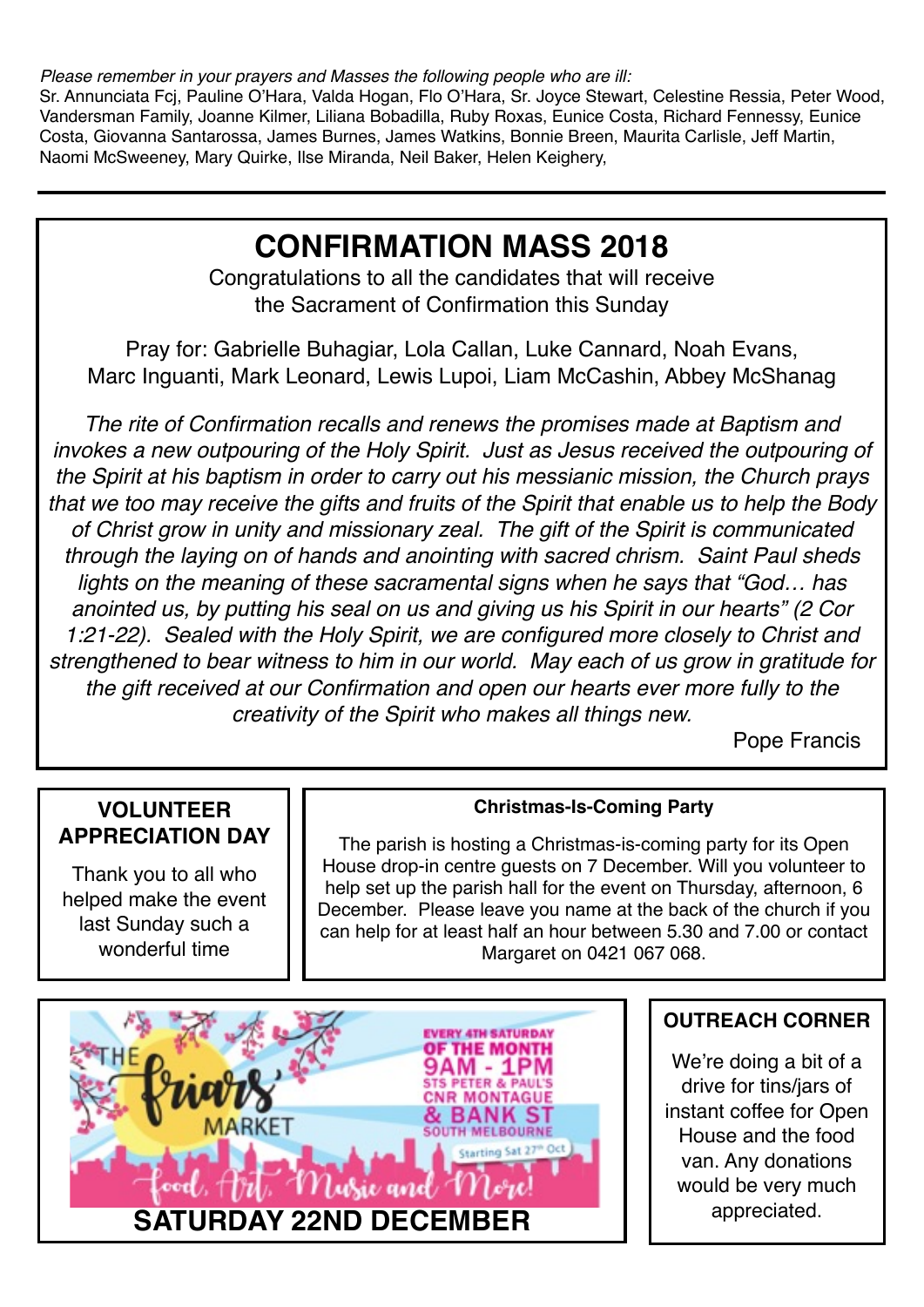*Please remember in your prayers and Masses the following people who are ill:*
Sr. Annunciata Fcj, Pauline O'Hara, Valda Hogan, Flo O'Hara, Sr. Joyce Stewart, Celestine Ressia, Peter Wood, Vandersman Family, Joanne Kilmer, Liliana Bobadilla, Ruby Roxas, Eunice Costa, Richard Fennessy, Eunice Costa, Giovanna Santarossa, James Burnes, James Watkins, Bonnie Breen, Maurita Carlisle, Jeff Martin, Naomi McSweeney, Mary Quirke, Ilse Miranda, Neil Baker, Helen Keighery,

---

# CONFIRMATION MASS 2018

Congratulations to all the candidates that will receive the Sacrament of Confirmation this Sunday

Pray for: Gabrielle Buhagiar, Lola Callan, Luke Cannard, Noah Evans, Marc Inguanti, Mark Leonard, Lewis Lupoi, Liam McCashin, Abbey McShanag

*The rite of Confirmation recalls and renews the promises made at Baptism and invokes a new outpouring of the Holy Spirit. Just as Jesus received the outpouring of the Spirit at his baptism in order to carry out his messianic mission, the Church prays that we too may receive the gifts and fruits of the Spirit that enable us to help the Body of Christ grow in unity and missionary zeal. The gift of the Spirit is communicated through the laying on of hands and anointing with sacred chrism. Saint Paul sheds lights on the meaning of these sacramental signs when he says that "God… has anointed us, by putting his seal on us and giving us his Spirit in our hearts" (2 Cor 1:21-22). Sealed with the Holy Spirit, we are configured more closely to Christ and strengthened to bear witness to him in our world. May each of us grow in gratitude for the gift received at our Confirmation and open our hearts ever more fully to the creativity of the Spirit who makes all things new.*

Pope Francis

## VOLUNTEER APPRECIATION DAY

Thank you to all who helped make the event last Sunday such a wonderful time

## Christmas-Is-Coming Party

The parish is hosting a Christmas-is-coming party for its Open House drop-in centre guests on 7 December. Will you volunteer to help set up the parish hall for the event on Thursday, afternoon, 6 December. Please leave you name at the back of the church if you can help for at least half an hour between 5.30 and 7.00 or contact Margaret on 0421 067 068.

## The Friars' Market

EVERY 4TH SATURDAY OF THE MONTH
9AM - 1PM
STS PETER & PAUL'S
CNR MONTAGUE & BANK ST
SOUTH MELBOURNE
Starting Sat 27th Oct

Food, Art, Music and More!

**SATURDAY 22ND DECEMBER**

## OUTREACH CORNER

We're doing a bit of a drive for tins/jars of instant coffee for Open House and the food van. Any donations would be very much appreciated.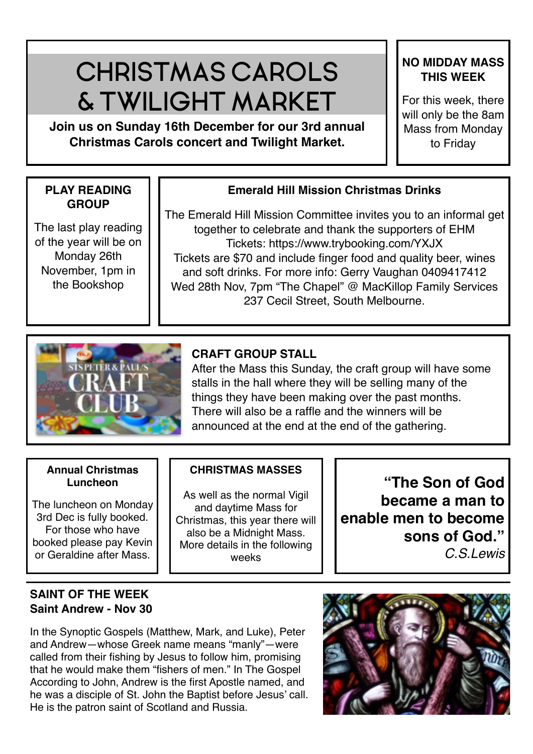# CHRISTMAS CAROLS & TWILIGHT MARKET

**Join us on Sunday 16th December for our 3rd annual Christmas Carols concert and Twilight Market.**

## NO MIDDAY MASS THIS WEEK

For this week, there will only be the 8am Mass from Monday to Friday

## PLAY READING GROUP

The last play reading of the year will be on Monday 26th November, 1pm in the Bookshop

## Emerald Hill Mission Christmas Drinks

The Emerald Hill Mission Committee invites you to an informal get together to celebrate and thank the supporters of EHM
Tickets: https://www.trybooking.com/YXJX
Tickets are $70 and include finger food and quality beer, wines and soft drinks. For more info: Gerry Vaughan 0409417412
Wed 28th Nov, 7pm "The Chapel" @ MacKillop Family Services 237 Cecil Street, South Melbourne.

## CRAFT GROUP STALL

After the Mass this Sunday, the craft group will have some stalls in the hall where they will be selling many of the things they have been making over the past months. There will also be a raffle and the winners will be announced at the end at the end of the gathering.

## Annual Christmas Luncheon

The luncheon on Monday 3rd Dec is fully booked. For those who have booked please pay Kevin or Geraldine after Mass.

## CHRISTMAS MASSES

As well as the normal Vigil and daytime Mass for Christmas, this year there will also be a Midnight Mass. More details in the following weeks

**"The Son of God became a man to enable men to become sons of God."**
*C.S.Lewis*

## SAINT OF THE WEEK
**Saint Andrew - Nov 30**

In the Synoptic Gospels (Matthew, Mark, and Luke), Peter and Andrew—whose Greek name means "manly"—were called from their fishing by Jesus to follow him, promising that he would make them "fishers of men." In The Gospel According to John, Andrew is the first Apostle named, and he was a disciple of St. John the Baptist before Jesus' call. He is the patron saint of Scotland and Russia.